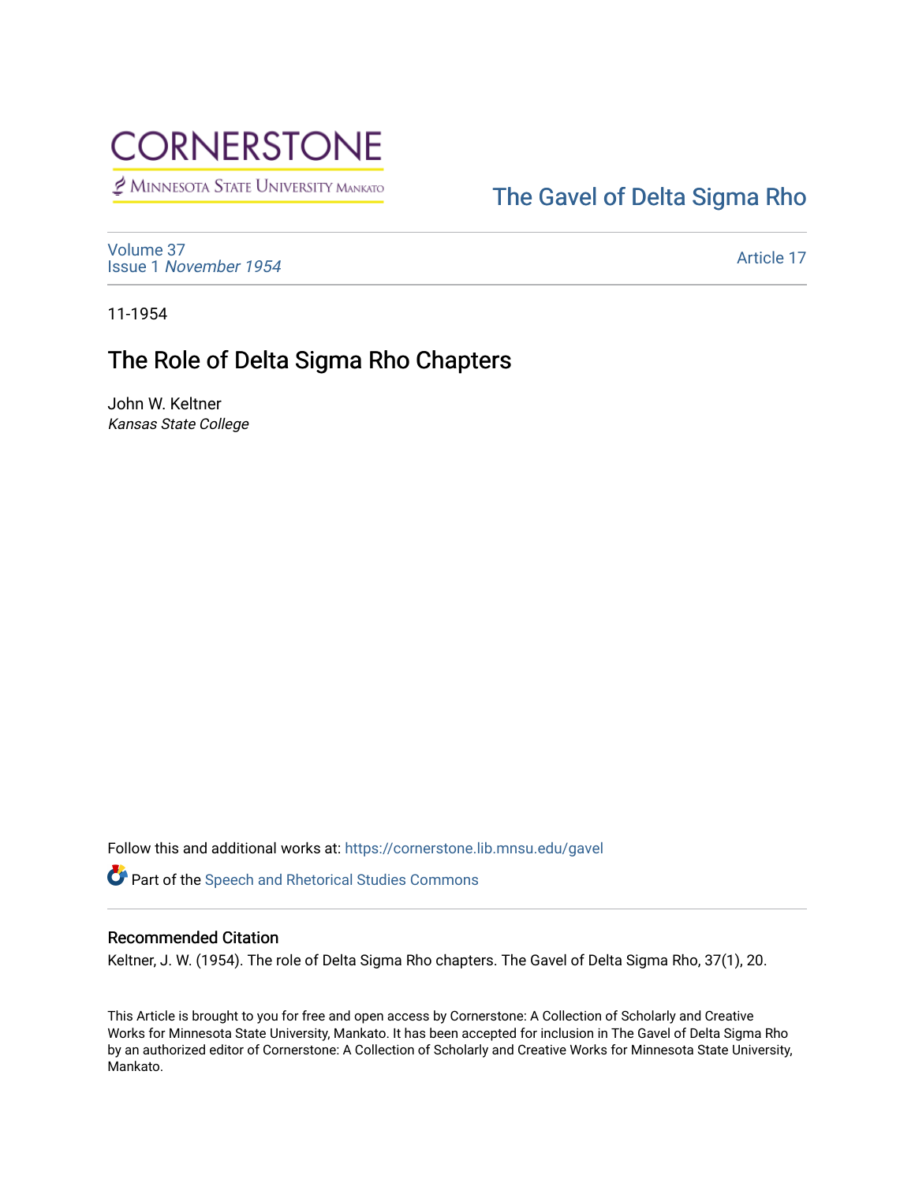CORNERSTONE

Minnesota State University Mankato

The Gavel of Delta Sigma Rho

Volume 37
Issue 1 *November 1954*

Article 17

11-1954

# The Role of Delta Sigma Rho Chapters

John W. Keltner
*Kansas State College*

Follow this and additional works at: https://cornerstone.lib.mnsu.edu/gavel

Part of the Speech and Rhetorical Studies Commons

### Recommended Citation

Keltner, J. W. (1954). The role of Delta Sigma Rho chapters. The Gavel of Delta Sigma Rho, 37(1), 20.

This Article is brought to you for free and open access by Cornerstone: A Collection of Scholarly and Creative Works for Minnesota State University, Mankato. It has been accepted for inclusion in The Gavel of Delta Sigma Rho by an authorized editor of Cornerstone: A Collection of Scholarly and Creative Works for Minnesota State University, Mankato.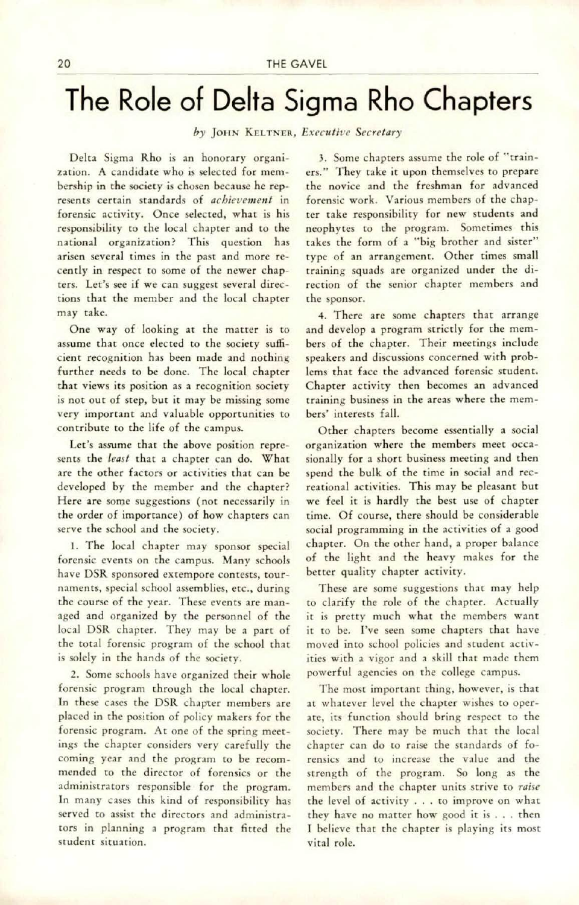# The Role of Delta Sigma Rho Chapters

*by* John Keltner, *Executive Secretary*

Delta Sigma Rho is an honorary organization. A candidate who is selected for membership in the society is chosen because he represents certain standards of *achievement* in forensic activity. Once selected, what is his responsibility to the local chapter and to the national organization? This question has arisen several times in the past and more recently in respect to some of the newer chapters. Let's see if we can suggest several directions that the member and the local chapter may take.

One way of looking at the matter is to assume that once elected to the society sufficient recognition has been made and nothing further needs to be done. The local chapter that views its position as a recognition society is not out of step, but it may be missing some very important and valuable opportunities to contribute to the life of the campus.

Let's assume that the above position represents the *least* that a chapter can do. What are the other factors or activities that can be developed by the member and the chapter? Here are some suggestions (not necessarily in the order of importance) of how chapters can serve the school and the society.

1. The local chapter may sponsor special forensic events on the campus. Many schools have DSR sponsored extempore contests, tournaments, special school assemblies, etc., during the course of the year. These events are managed and organized by the personnel of the local DSR chapter. They may be a part of the total forensic program of the school that is solely in the hands of the society.

2. Some schools have organized their whole forensic program through the local chapter. In these cases the DSR chapter members are placed in the position of policy makers for the forensic program. At one of the spring meetings the chapter considers very carefully the coming year and the program to be recommended to the director of forensics or the administrators responsible for the program. In many cases this kind of responsibility has served to assist the directors and administrators in planning a program that fitted the student situation.

3. Some chapters assume the role of "trainers." They take it upon themselves to prepare the novice and the freshman for advanced forensic work. Various members of the chapter take responsibility for new students and neophytes to the program. Sometimes this takes the form of a "big brother and sister" type of an arrangement. Other times small training squads are organized under the direction of the senior chapter members and the sponsor.

4. There are some chapters that arrange and develop a program strictly for the members of the chapter. Their meetings include speakers and discussions concerned with problems that face the advanced forensic student. Chapter activity then becomes an advanced training business in the areas where the members' interests fall.

Other chapters become essentially a social organization where the members meet occasionally for a short business meeting and then spend the bulk of the time in social and recreational activities. This may be pleasant but we feel it is hardly the best use of chapter time. Of course, there should be considerable social programming in the activities of a good chapter. On the other hand, a proper balance of the light and the heavy makes for the better quality chapter activity.

These are some suggestions that may help to clarify the role of the chapter. Actually it is pretty much what the members want it to be. I've seen some chapters that have moved into school policies and student activities with a vigor and a skill that made them powerful agencies on the college campus.

The most important thing, however, is that at whatever level the chapter wishes to operate, its function should bring respect to the society. There may be much that the local chapter can do to raise the standards of forensics and to increase the value and the strength of the program. So long as the members and the chapter units strive to *raise* the level of activity . . . to improve on what they have no matter how good it is . . . then I believe that the chapter is playing its most vital role.